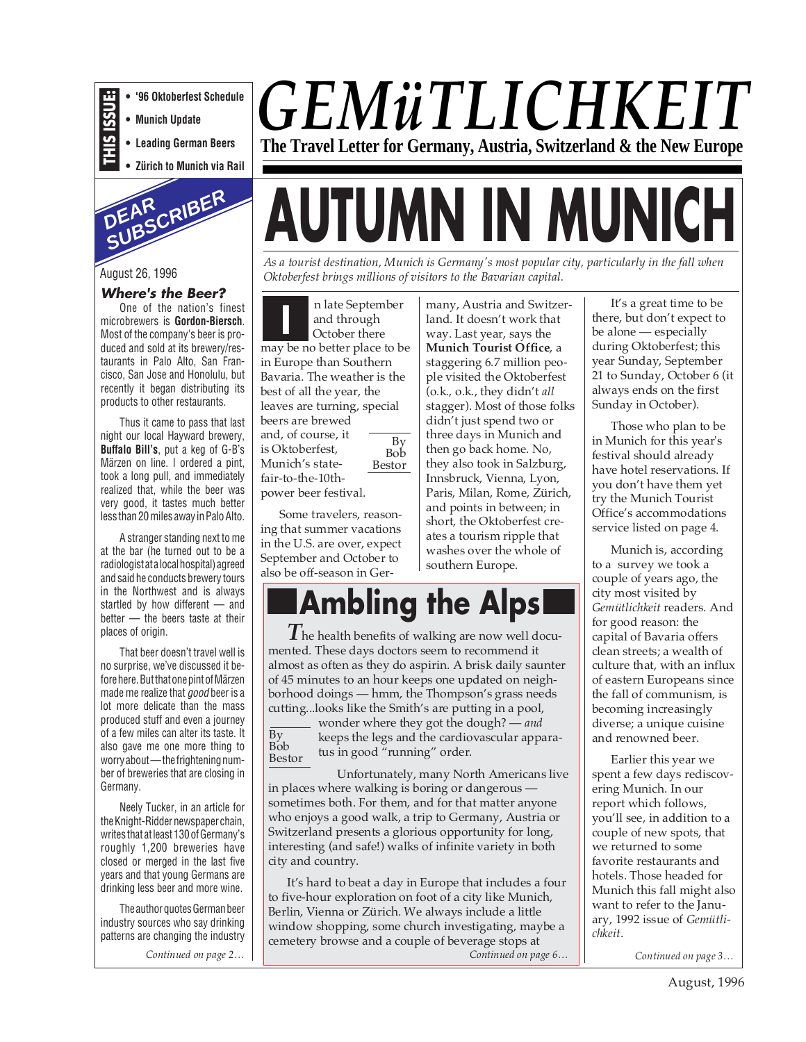# GEMüTLICHKEIT

**The Travel Letter for Germany, Austria, Switzerland & the New Europe**

**THIS ISSUE:**

- **'96 Oktoberfest Schedule**
- **Munich Update**
- **Leading German Beers**
- **Zürich to Munich via Rail**

# AUTUMN IN MUNICH

*As a tourist destination, Munich is Germany's most popular city, particularly in the fall when Oktoberfest brings millions of visitors to the Bavarian capital.*

By Bob Bestor

In late September and through October there may be no better place to be in Europe than Southern Bavaria. The weather is the best of all the year, the leaves are turning, special beers are brewed and, of course, it is Oktoberfest, Munich's state-fair-to-the-10th-power beer festival.

Some travelers, reasoning that summer vacations in the U.S. are over, expect September and October to also be off-season in Germany, Austria and Switzerland. It doesn't work that way. Last year, says the **Munich Tourist Office**, a staggering 6.7 million people visited the Oktoberfest (o.k., o.k., they didn't *all* stagger). Most of those folks didn't just spend two or three days in Munich and then go back home. No, they also took in Salzburg, Innsbruck, Vienna, Lyon, Paris, Milan, Rome, Zürich, and points in between; in short, the Oktoberfest creates a tourism ripple that washes over the whole of southern Europe.

It's a great time to be there, but don't expect to be alone — especially during Oktoberfest; this year Sunday, September 21 to Sunday, October 6 (it always ends on the first Sunday in October).

Those who plan to be in Munich for this year's festival should already have hotel reservations. If you don't have them yet try the Munich Tourist Office's accommodations service listed on page 4.

Munich is, according to a survey we took a couple of years ago, the city most visited by *Gemütlichkeit* readers. And for good reason: the capital of Bavaria offers clean streets; a wealth of culture that, with an influx of eastern Europeans since the fall of communism, is becoming increasingly diverse; a unique cuisine and renowned beer.

Earlier this year we spent a few days rediscovering Munich. In our report which follows, you'll see, in addition to a couple of new spots, that we returned to some favorite restaurants and hotels. Those headed for Munich this fall might also want to refer to the January, 1992 issue of *Gemütlichkeit*.

*Continued on page 3…*

## Ambling the Alps

By Bob Bestor

*T*he health benefits of walking are now well documented. These days doctors seem to recommend it almost as often as they do aspirin. A brisk daily saunter of 45 minutes to an hour keeps one updated on neighborhood doings — hmm, the Thompson's grass needs cutting...looks like the Smith's are putting in a pool, wonder where they got the dough? — *and* keeps the legs and the cardiovascular apparatus in good "running" order.

Unfortunately, many North Americans live in places where walking is boring or dangerous — sometimes both. For them, and for that matter anyone who enjoys a good walk, a trip to Germany, Austria or Switzerland presents a glorious opportunity for long, interesting (and safe!) walks of infinite variety in both city and country.

It's hard to beat a day in Europe that includes a four to five-hour exploration on foot of a city like Munich, Berlin, Vienna or Zürich. We always include a little window shopping, some church investigating, maybe a cemetery browse and a couple of beverage stops at

*Continued on page 6…*

## DEAR SUBSCRIBER

August 26, 1996

### *Where's the Beer?*

One of the nation's finest microbrewers is **Gordon-Biersch**. Most of the company's beer is produced and sold at its brewery/restaurants in Palo Alto, San Francisco, San Jose and Honolulu, but recently it began distributing its products to other restaurants.

Thus it came to pass that last night our local Hayward brewery, **Buffalo Bill's**, put a keg of G-B's Märzen on line. I ordered a pint, took a long pull, and immediately realized that, while the beer was very good, it tastes much better less than 20 miles away in Palo Alto.

A stranger standing next to me at the bar (he turned out to be a radiologist at a local hospital) agreed and said he conducts brewery tours in the Northwest and is always startled by how different — and better — the beers taste at their places of origin.

That beer doesn't travel well is no surprise, we've discussed it before here. But that one pint of Märzen made me realize that *good* beer is a lot more delicate than the mass produced stuff and even a journey of a few miles can alter its taste. It also gave me one more thing to worry about — the frightening number of breweries that are closing in Germany.

Neely Tucker, in an article for the Knight-Ridder newspaper chain, writes that at least 130 of Germany's roughly 1,200 breweries have closed or merged in the last five years and that young Germans are drinking less beer and more wine.

The author quotes German beer industry sources who say drinking patterns are changing the industry

*Continued on page 2…*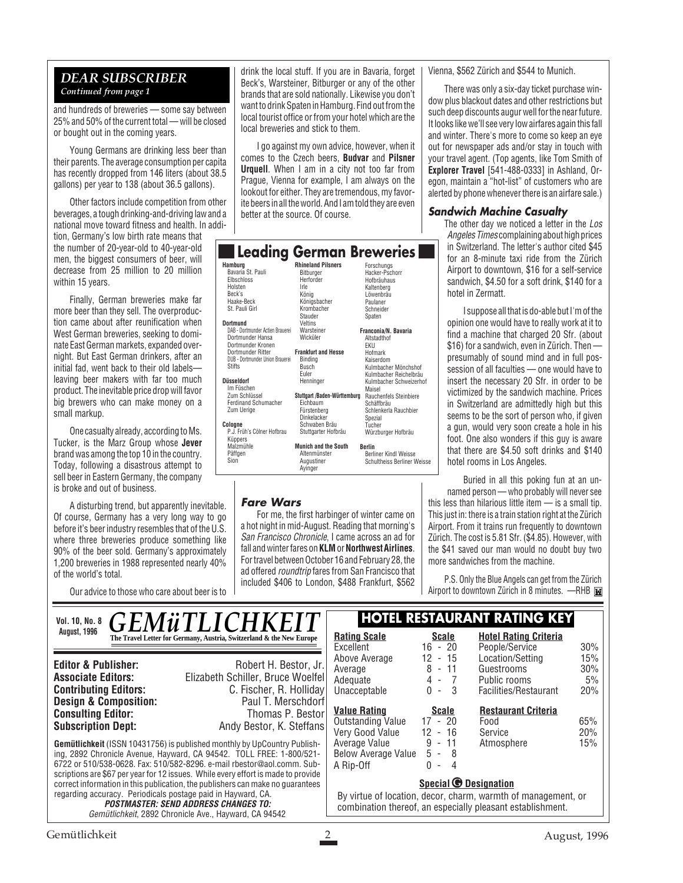## DEAR SUBSCRIBER

*Continued from page 1*

and hundreds of breweries — some say between 25% and 50% of the current total — will be closed or bought out in the coming years.

Young Germans are drinking less beer than their parents. The average consumption per capita has recently dropped from 146 liters (about 38.5 gallons) per year to 138 (about 36.5 gallons).

Other factors include competition from other beverages, a tough drinking-and-driving law and a national move toward fitness and health. In addition, Germany's low birth rate means that the number of 20-year-old to 40-year-old men, the biggest consumers of beer, will decrease from 25 million to 20 million within 15 years.

Finally, German breweries make far more beer than they sell. The overproduction came about after reunification when West German breweries, seeking to dominate East German markets, expanded overnight. But East German drinkers, after an initial fad, went back to their old labels—leaving beer makers with far too much product. The inevitable price drop will favor big brewers who can make money on a small markup.

One casualty already, according to Ms. Tucker, is the Marz Group whose **Jever** brand was among the top 10 in the country. Today, following a disastrous attempt to sell beer in Eastern Germany, the company is broke and out of business.

A disturbing trend, but apparently inevitable. Of course, Germany has a very long way to go before it's beer industry resembles that of the U.S. where three breweries produce something like 90% of the beer sold. Germany's approximately 1,200 breweries in 1988 represented nearly 40% of the world's total.

Our advice to those who care about beer is to drink the local stuff. If you are in Bavaria, forget Beck's, Warsteiner, Bitburger or any of the other brands that are sold nationally. Likewise you don't want to drink Spaten in Hamburg. Find out from the local tourist office or from your hotel which are the local breweries and stick to them.

I go against my own advice, however, when it comes to the Czech beers, **Budvar** and **Pilsner Urquell**. When I am in a city not too far from Prague, Vienna for example, I am always on the lookout for either. They are tremendous, my favorite beers in all the world. And I am told they are even better at the source. Of course.

### Leading German Breweries

**Hamburg**
- Bavaria St. Pauli
- Elbschloss
- Holsten
- Beck's
- Haake-Beck
- St. Pauli Girl

**Dortmund**
- DAB - Dortmunder Actien Brauerei
- Dortmunder Hansa
- Dortmunder Kronen
- Dortmunder Ritter
- DUB - Dortmunder Union Brauerei
- Stifts

**Düsseldorf**
- Im Füschen
- Zum Schlüssel
- Ferdinand Schumacher
- Zum Uerige

**Cologne**
- P.J. Früh's Cölner Hofbrau
- Küppers
- Malzmühle
- Päffgen
- Sion

**Rhineland Pilsners**
- Bitburger
- Herforder
- Irle
- König
- Königsbacher
- Krombacher
- Stauder
- Veltins
- Warsteiner
- Wicküler

**Frankfurt and Hesse**
- Binding
- Busch
- Euler
- Henninger

**Stuttgart /Baden-Württemburg**
- Eichbaum
- Fürstenberg
- Dinkelacker
- Schwaben Bräu
- Stuttgarter Hofbräu

**Munich and the South**
- Altenmünster
- Augustiner
- Ayinger
- Forschungs
- Hacker-Pschorr
- Hofbräuhaus
- Kaltenberg
- Löwenbräu
- Paulaner
- Schneider
- Spaten

**Franconia/N. Bavaria**
- Altstadthof
- EKU
- Hofmark
- Kaiserdom
- Kulmbacher Mönchshof
- Kulmbacher Reichelbräu
- Kulmbacher Schweizerhof
- Maisel
- Rauchenfels Steinbiere
- Schäffbräu
- Schlenkerla Rauchbier
- Spezial
- Tucher
- Würzburger Hofbräu

**Berlin**
- Berliner Kindl Weisse
- Schultheiss Berliner Weisse

### Fare Wars

For me, the first harbinger of winter came on a hot night in mid-August. Reading that morning's *San Francisco Chronicle*, I came across an ad for fall and winter fares on **KLM** or **Northwest Airlines**. For travel between October 16 and February 28, the ad offered *roundtrip* fares from San Francisco that included $406 to London, $488 Frankfurt, $562 Vienna, $562 Zürich and $544 to Munich.

There was only a six-day ticket purchase window plus blackout dates and other restrictions but such deep discounts augur well for the near future. It looks like we'll see very low airfares again this fall and winter. There's more to come so keep an eye out for newspaper ads and/or stay in touch with your travel agent. (Top agents, like Tom Smith of **Explorer Travel** [541-488-0333] in Ashland, Oregon, maintain a "hot-list" of customers who are alerted by phone whenever there is an airfare sale.)

### Sandwich Machine Casualty

The other day we noticed a letter in the *Los Angeles Times* complaining about high prices in Switzerland. The letter's author cited $45 for an 8-minute taxi ride from the Zürich Airport to downtown, $16 for a self-service sandwich, $4.50 for a soft drink, $140 for a hotel in Zermatt.

I suppose all that is do-able but I'm of the opinion one would have to really work at it to find a machine that charged 20 Sfr. (about $16) for a sandwich, even in Zürich. Then — presumably of sound mind and in full possession of all faculties — one would have to insert the necessary 20 Sfr. in order to be victimized by the sandwich machine. Prices in Switzerland are admittedly high but this seems to be the sort of person who, if given a gun, would very soon create a hole in his foot. One also wonders if this guy is aware that there are $4.50 soft drinks and $140 hotel rooms in Los Angeles.

Buried in all this poking fun at an unnamed person — who probably will never see this less than hilarious little item — is a small tip. This just in: there is a train station right at the Zürich Airport. From it trains run frequently to downtown Zürich. The cost is 5.81 Sfr. ($4.85). However, with the $41 saved our man would no doubt buy two more sandwiches from the machine.

P.S. Only the Blue Angels can get from the Zürich Airport to downtown Zürich in 8 minutes. —RHB

---

Vol. 10, No. 8
August, 1996

# GEMüTLICHKEIT

**The Travel Letter for Germany, Austria, Switzerland & the New Europe**

| | |
|---|---|
| **Editor & Publisher:** | Robert H. Bestor, Jr. |
| **Associate Editors:** | Elizabeth Schiller, Bruce Woelfel |
| **Contributing Editors:** | C. Fischer, R. Holliday |
| **Design & Composition:** | Paul T. Merschdorf |
| **Consulting Editor:** | Thomas P. Bestor |
| **Subscription Dept:** | Andy Bestor, K. Steffans |

**Gemütlichkeit** (ISSN 10431756) is published monthly by UpCountry Publishing, 2892 Chronicle Avenue, Hayward, CA 94542. TOLL FREE: 1-800/521-6722 or 510/538-0628. Fax: 510/582-8296. e-mail rbestor@aol.comm. Subscriptions are $67 per year for 12 issues. While every effort is made to provide correct information in this publication, the publishers can make no guarantees regarding accuracy. Periodicals postage paid in Hayward, CA.

***POSTMASTER: SEND ADDRESS CHANGES TO:***
*Gemütlichkeit*, 2892 Chronicle Ave., Hayward, CA 94542

### HOTEL RESTAURANT RATING KEY

| Rating Scale | Scale |
|---|---|
| Excellent | 16 - 20 |
| Above Average | 12 - 15 |
| Average | 8 - 11 |
| Adequate | 4 - 7 |
| Unacceptable | 0 - 3 |

| Hotel Rating Criteria | |
|---|---|
| People/Service | 30% |
| Location/Setting | 15% |
| Guestrooms | 30% |
| Public rooms | 5% |
| Facilities/Restaurant | 20% |

| Value Rating | Scale |
|---|---|
| Outstanding Value | 17 - 20 |
| Very Good Value | 12 - 16 |
| Average Value | 9 - 11 |
| Below Average Value | 5 - 8 |
| A Rip-Off | 0 - 4 |

| Restaurant Criteria | |
|---|---|
| Food | 65% |
| Service | 20% |
| Atmosphere | 15% |

**Special G Designation**

By virtue of location, decor, charm, warmth of management, or combination thereof, an especially pleasant establishment.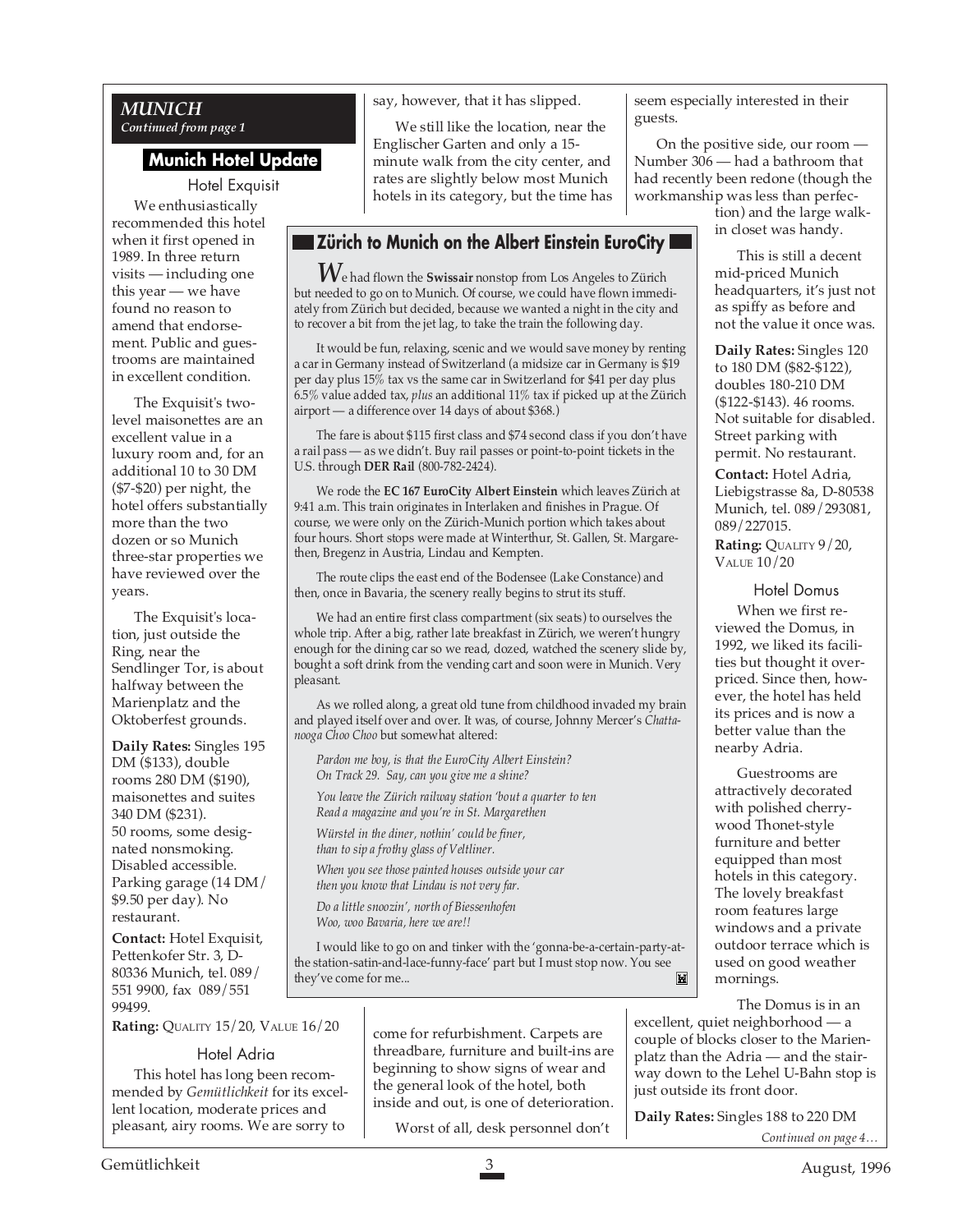## *MUNICH*

*Continued from page 1*

### Munich Hotel Update

#### Hotel Exquisit

We enthusiastically recommended this hotel when it first opened in 1989. In three return visits — including one this year — we have found no reason to amend that endorsement. Public and guestrooms are maintained in excellent condition.

The Exquisit's two-level maisonettes are an excellent value in a luxury room and, for an additional 10 to 30 DM ($7-$20) per night, the hotel offers substantially more than the two dozen or so Munich three-star properties we have reviewed over the years.

The Exquisit's location, just outside the Ring, near the Sendlinger Tor, is about halfway between the Marienplatz and the Oktoberfest grounds.

**Daily Rates:** Singles 195 DM ($133), double rooms 280 DM ($190), maisonettes and suites 340 DM ($231). 50 rooms, some designated nonsmoking. Disabled accessible. Parking garage (14 DM/ $9.50 per day). No restaurant.

**Contact:** Hotel Exquisit, Pettenkofer Str. 3, D-80336 Munich, tel. 089/ 551 9900, fax 089/551 99499.

**Rating:** QUALITY 15/20, VALUE 16/20

#### Hotel Adria

This hotel has long been recommended by *Gemütlichkeit* for its excellent location, moderate prices and pleasant, airy rooms. We are sorry to say, however, that it has slipped.

We still like the location, near the Englischer Garten and only a 15-minute walk from the city center, and rates are slightly below most Munich hotels in its category, but the time has come for refurbishment. Carpets are threadbare, furniture and built-ins are beginning to show signs of wear and the general look of the hotel, both inside and out, is one of deterioration.

Worst of all, desk personnel don't seem especially interested in their guests.

On the positive side, our room — Number 306 — had a bathroom that had recently been redone (though the workmanship was less than perfection) and the large walk-in closet was handy.

This is still a decent mid-priced Munich headquarters, it's just not as spiffy as before and not the value it once was.

**Daily Rates:** Singles 120 to 180 DM ($82-$122), doubles 180-210 DM ($122-$143). 46 rooms. Not suitable for disabled. Street parking with permit. No restaurant.

**Contact:** Hotel Adria, Liebigstrasse 8a, D-80538 Munich, tel. 089/293081, 089/227015.

**Rating:** QUALITY 9/20, VALUE 10/20

#### Hotel Domus

When we first reviewed the Domus, in 1992, we liked its facilities but thought it overpriced. Since then, however, the hotel has held its prices and is now a better value than the nearby Adria.

Guestrooms are attractively decorated with polished cherry-wood Thonet-style furniture and better equipped than most hotels in this category. The lovely breakfast room features large windows and a private outdoor terrace which is used on good weather mornings.

The Domus is in an excellent, quiet neighborhood — a couple of blocks closer to the Marienplatz than the Adria — and the stairway down to the Lehel U-Bahn stop is just outside its front door.

**Daily Rates:** Singles 188 to 220 DM

*Continued on page 4…*

---

### Zürich to Munich on the Albert Einstein EuroCity

We had flown the **Swissair** nonstop from Los Angeles to Zürich but needed to go on to Munich. Of course, we could have flown immediately from Zürich but decided, because we wanted a night in the city and to recover a bit from the jet lag, to take the train the following day.

It would be fun, relaxing, scenic and we would save money by renting a car in Germany instead of Switzerland (a midsize car in Germany is $19 per day plus 15% tax vs the same car in Switzerland for $41 per day plus 6.5% value added tax, *plus* an additional 11% tax if picked up at the Zürich airport — a difference over 14 days of about $368.)

The fare is about $115 first class and $74 second class if you don't have a rail pass — as we didn't. Buy rail passes or point-to-point tickets in the U.S. through **DER Rail** (800-782-2424).

We rode the **EC 167 EuroCity Albert Einstein** which leaves Zürich at 9:41 a.m. This train originates in Interlaken and finishes in Prague. Of course, we were only on the Zürich-Munich portion which takes about four hours. Short stops were made at Winterthur, St. Gallen, St. Margarethen, Bregenz in Austria, Lindau and Kempten.

The route clips the east end of the Bodensee (Lake Constance) and then, once in Bavaria, the scenery really begins to strut its stuff.

We had an entire first class compartment (six seats) to ourselves the whole trip. After a big, rather late breakfast in Zürich, we weren't hungry enough for the dining car so we read, dozed, watched the scenery slide by, bought a soft drink from the vending cart and soon were in Munich. Very pleasant.

As we rolled along, a great old tune from childhood invaded my brain and played itself over and over. It was, of course, Johnny Mercer's *Chattanooga Choo Choo* but somewhat altered:

*Pardon me boy, is that the EuroCity Albert Einstein?*
*On Track 29. Say, can you give me a shine?*

*You leave the Zürich railway station 'bout a quarter to ten*
*Read a magazine and you're in St. Margarethen*

*Würstel in the diner, nothin' could be finer,*
*than to sip a frothy glass of Veltliner.*

*When you see those painted houses outside your car*
*then you know that Lindau is not very far.*

*Do a little snoozin', north of Biessenhofen*
*Woo, woo Bavaria, here we are!!*

I would like to go on and tinker with the 'gonna-be-a-certain-party-at-the station-satin-and-lace-funny-face' part but I must stop now. You see they've come for me...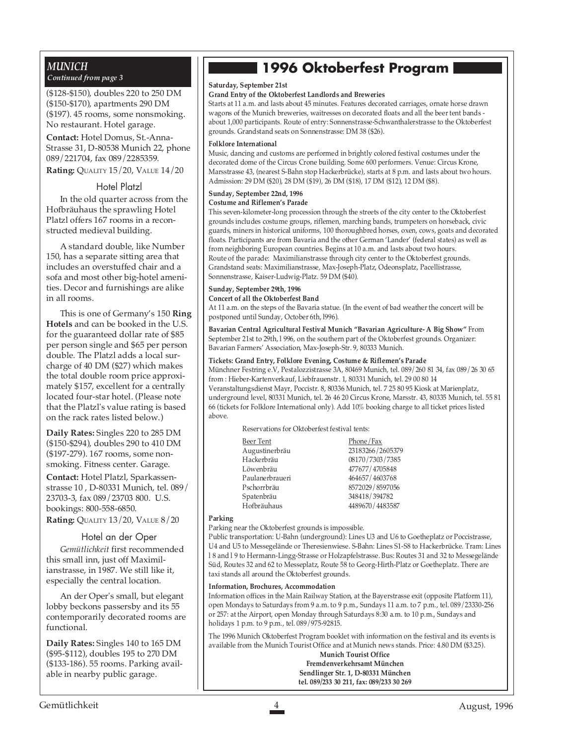## MUNICH

*Continued from page 3*

($128-$150), doubles 220 to 250 DM ($150-$170), apartments 290 DM ($197). 45 rooms, some nonsmoking. No restaurant. Hotel garage.

**Contact:** Hotel Domus, St.-Anna-Strasse 31, D-80538 Munich 22, phone 089/221704, fax 089/2285359.

**Rating:** QUALITY 15/20, VALUE 14/20

### Hotel Platzl

In the old quarter across from the Hofbräuhaus the sprawling Hotel Platzl offers 167 rooms in a reconstructed medieval building.

A standard double, like Number 150, has a separate sitting area that includes an overstuffed chair and a sofa and most other big-hotel amenities. Decor and furnishings are alike in all rooms.

This is one of Germany's 150 **Ring Hotels** and can be booked in the U.S. for the guaranteed dollar rate of $85 per person single and $65 per person double. The Platzl adds a local surcharge of 40 DM ($27) which makes the total double room price approximately $157, excellent for a centrally located four-star hotel. (Please note that the Platzl's value rating is based on the rack rates listed below.)

**Daily Rates:** Singles 220 to 285 DM ($150-$294), doubles 290 to 410 DM ($197-279). 167 rooms, some non-smoking. Fitness center. Garage.

**Contact:** Hotel Platzl, Sparkassenstrasse 10 , D-80331 Munich, tel. 089/ 23703-3, fax 089/23703 800. U.S. bookings: 800-558-6850.

**Rating:** QUALITY 13/20, VALUE 8/20

### Hotel an der Oper

*Gemütlichkeit* first recommended this small inn, just off Maximilianstrasse, in 1987. We still like it, especially the central location.

An der Oper's small, but elegant lobby beckons passersby and its 55 contemporarily decorated rooms are functional.

**Daily Rates:** Singles 140 to 165 DM ($95-$112), doubles 195 to 270 DM ($133-186). 55 rooms. Parking available in nearby public garage.

## 1996 Oktoberfest Program

**Saturday, September 21st**

**Grand Entry of the Oktoberfest Landlords and Breweries**

Starts at 11 a.m. and lasts about 45 minutes. Features decorated carriages, ornate horse drawn wagons of the Munich breweries, waitresses on decorated floats and all the beer tent bands - about 1,000 participants. Route of entry: Sonnenstrasse-Schwanthalerstrasse to the Oktoberfest grounds. Grandstand seats on Sonnenstrasse: DM 38 ($26).

**Folklore International**

Music, dancing and customs are performed in brightly colored festival costumes under the decorated dome of the Circus Crone building. Some 600 performers. Venue: Circus Krone, Marsstrasse 43, (nearest S-Bahn stop Hackerbrücke), starts at 8 p.m. and lasts about two hours. Admission: 29 DM ($20), 28 DM ($19), 26 DM ($18), 17 DM ($12), 12 DM ($8).

**Sunday, September 22nd, 1996**

**Costume and Riflemen's Parade**

This seven-kilometer-long procession through the streets of the city center to the Oktoberfest grounds includes costume groups, riflemen, marching bands, trumpeters on horseback, civic guards, miners in historical uniforms, 100 thoroughbred horses, oxen, cows, goats and decorated floats. Participants are from Bavaria and the other German 'Lander' (federal states) as well as from neighboring European countries. Begins at 10 a.m. and lasts about two hours.
Route of the parade: Maximilianstrasse through city center to the Oktoberfest grounds. Grandstand seats: Maximilianstrasse, Max-Joseph-Platz, Odeonsplatz, Pacellistrasse, Sonnenstrasse, Kaiser-Ludwig-Platz. 59 DM ($40).

**Sunday, September 29th, 1996**

**Concert of all the Oktoberfest Band**

At 11 a.m. on the steps of the Bavaria statue. (In the event of bad weather the concert will be postponed until Sunday, October 6th, l996).

**Bavarian Central Agricultural Festival Munich "Bavarian Agriculture- A Big Show"** From September 21st to 29th,1 996, on the southern part of the Oktoberfest grounds. Organizer: Bavarian Farmers' Association, Max-Joseph-Str. 9, 80333 Munich.

**Tickets: Grand Entry, Folklore Evening, Costume & Riflemen's Parade**

Münchner Festring e.V, Pestalozzistrasse 3A, 80469 Munich, tel. 089/260 81 34, fax 089/26 30 65 from : Hieber-Kartenverkauf, Liebfrauenstr. 1, 80331 Munich, tel. 29 00 80 14 Veranstaltungsdienst Mayr, Poccistr. 8, 80336 Munich, tel. 7 25 80 95 Kiosk at Marienplatz, underground level, 80331 Munich, tel. 26 46 20 Circus Krone, Marsstr. 43, 80335 Munich, tel. 55 81 66 (tickets for Folklore International only). Add 10% booking charge to all ticket prices listed above.

Reservations for Oktoberfest festival tents:

| Beer Tent | Phone/Fax |
|---|---|
| Augustinerbräu | 23183266/2605379 |
| Hackerbräu | 08170/7303/7385 |
| Löwenbräu | 477677/4705848 |
| Paulanerbraueri | 464657/4603768 |
| Pschorrbräu | 8572029/8597056 |
| Spatenbräu | 348418/394782 |
| Hofbräuhaus | 4489670/4483587 |

**Parking**

Parking near the Oktoberfest grounds is impossible.
Public transportation: U-Bahn (underground): Lines U3 and U6 to Goetheplatz or Poccistrasse, U4 and U5 to Messegelände or Theresienwiese. S-Bahn: Lines S1-S8 to Hackerbrücke. Tram: Lines l 8 and l 9 to Hermann-Lingg-Strasse or Holzapfelstrasse. Bus: Routes 31 and 32 to Messegelände Süd, Routes 32 and 62 to Messeplatz, Route 58 to Georg-Hirth-Platz or Goetheplatz. There are taxi stands all around the Oktoberfest grounds.

**Information, Brochures, Accommodation**

Information offices in the Main Railway Station, at the Bayerstrasse exit (opposite Platform 11), open Mondays to Saturdays from 9 a.m. to 9 p.m., Sundays 11 a.m. to 7 p.m., tel. 089/23330-256 or 257: at the Airport, open Monday through Saturdays 8:30 a.m. to 10 p.m., Sundays and holidays 1 p.m. to 9 p.m., tel. 089/975-92815.

The 1996 Munich Oktoberfest Program booklet with information on the festival and its events is available from the Munich Tourist Office and at Munich news stands. Price: 4.80 DM ($3.25).

**Munich Tourist Office**
**Fremdenverkehrsamt München**
**Sendlinger Str. 1, D-80331 München**
**tel. 089/233 30 211, fax: 089/233 30 269**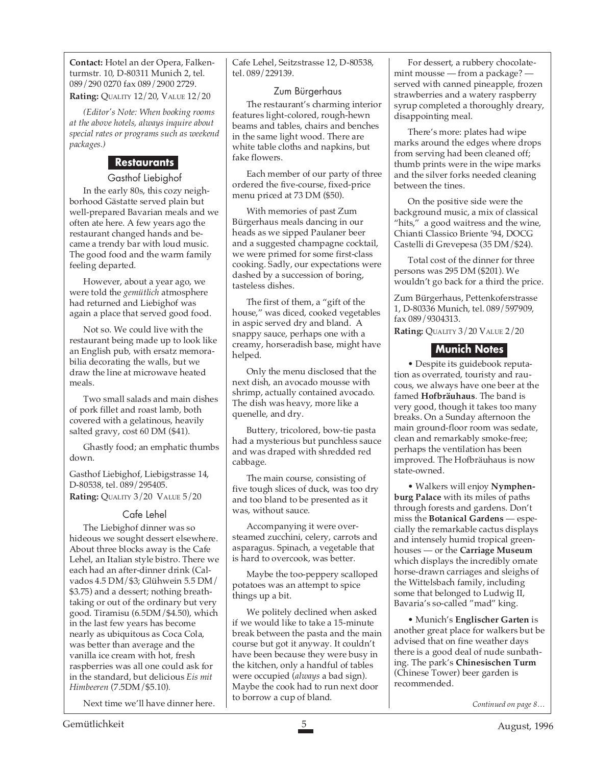**Contact:** Hotel an der Opera, Falkenturmstr. 10, D-80311 Munich 2, tel. 089/290 0270 fax 089/2900 2729.
**Rating:** QUALITY 12/20, VALUE 12/20

*(Editor's Note: When booking rooms at the above hotels, always inquire about special rates or programs such as weekend packages.)*

## Restaurants

### Gasthof Liebighof

In the early 80s, this cozy neighborhood Gästatte served plain but well-prepared Bavarian meals and we often ate here. A few years ago the restaurant changed hands and became a trendy bar with loud music. The good food and the warm family feeling departed.

However, about a year ago, we were told the *gemütlich* atmosphere had returned and Liebighof was again a place that served good food.

Not so. We could live with the restaurant being made up to look like an English pub, with ersatz memorabilia decorating the walls, but we draw the line at microwave heated meals.

Two small salads and main dishes of pork fillet and roast lamb, both covered with a gelatinous, heavily salted gravy, cost 60 DM ($41).

Ghastly food; an emphatic thumbs down.

Gasthof Liebighof, Liebigstrasse 14, D-80538, tel. 089/295405.
**Rating:** QUALITY 3/20 VALUE 5/20

### Cafe Lehel

The Liebighof dinner was so hideous we sought dessert elsewhere. About three blocks away is the Cafe Lehel, an Italian style bistro. There we each had an after-dinner drink (Calvados 4.5 DM/$3; Glühwein 5.5 DM/$3.75) and a dessert; nothing breathtaking or out of the ordinary but very good. Tiramisu (6.5DM/$4.50), which in the last few years has become nearly as ubiquitous as Coca Cola, was better than average and the vanilla ice cream with hot, fresh raspberries was all one could ask for in the standard, but delicious *Eis mit Himbeeren* (7.5DM/$5.10).

Next time we'll have dinner here.

Cafe Lehel, Seitzstrasse 12, D-80538, tel. 089/229139.

### Zum Bürgerhaus

The restaurant's charming interior features light-colored, rough-hewn beams and tables, chairs and benches in the same light wood. There are white table cloths and napkins, but fake flowers.

Each member of our party of three ordered the five-course, fixed-price menu priced at 73 DM ($50).

With memories of past Zum Bürgerhaus meals dancing in our heads as we sipped Paulaner beer and a suggested champagne cocktail, we were primed for some first-class cooking. Sadly, our expectations were dashed by a succession of boring, tasteless dishes.

The first of them, a "gift of the house," was diced, cooked vegetables in aspic served dry and bland. A snappy sauce, perhaps one with a creamy, horseradish base, might have helped.

Only the menu disclosed that the next dish, an avocado mousse with shrimp, actually contained avocado. The dish was heavy, more like a quenelle, and dry.

Buttery, tricolored, bow-tie pasta had a mysterious but punchless sauce and was draped with shredded red cabbage.

The main course, consisting of five tough slices of duck, was too dry and too bland to be presented as it was, without sauce.

Accompanying it were oversteamed zucchini, celery, carrots and asparagus. Spinach, a vegetable that is hard to overcook, was better.

Maybe the too-peppery scalloped potatoes was an attempt to spice things up a bit.

We politely declined when asked if we would like to take a 15-minute break between the pasta and the main course but got it anyway. It couldn't have been because they were busy in the kitchen, only a handful of tables were occupied (*always* a bad sign). Maybe the cook had to run next door to borrow a cup of bland.

For dessert, a rubbery chocolate-mint mousse — from a package? — served with canned pineapple, frozen strawberries and a watery raspberry syrup completed a thoroughly dreary, disappointing meal.

There's more: plates had wipe marks around the edges where drops from serving had been cleaned off; thumb prints were in the wipe marks and the silver forks needed cleaning between the tines.

On the positive side were the background music, a mix of classical "hits," a good waitress and the wine, Chianti Classico Briente '94, DOCG Castelli di Grevepesa (35 DM/$24).

Total cost of the dinner for three persons was 295 DM ($201). We wouldn't go back for a third the price.

Zum Bürgerhaus, Pettenkoferstrasse 1, D-80336 Munich, tel. 089/597909, fax 089/9304313.
**Rating:** QUALITY 3/20 VALUE 2/20

## Munich Notes

- Despite its guidebook reputation as overrated, touristy and raucous, we always have one beer at the famed **Hofbräuhaus**. The band is very good, though it takes too many breaks. On a Sunday afternoon the main ground-floor room was sedate, clean and remarkably smoke-free; perhaps the ventilation has been improved. The Hofbräuhaus is now state-owned.

- Walkers will enjoy **Nymphenburg Palace** with its miles of paths through forests and gardens. Don't miss the **Botanical Gardens** — especially the remarkable cactus displays and intensely humid tropical greenhouses — or the **Carriage Museum** which displays the incredibly ornate horse-drawn carriages and sleighs of the Wittelsbach family, including some that belonged to Ludwig II, Bavaria's so-called "mad" king.

- Munich's **Englischer Garten** is another great place for walkers but be advised that on fine weather days there is a good deal of nude sunbathing. The park's **Chinesischen Turm** (Chinese Tower) beer garden is recommended.

*Continued on page 8…*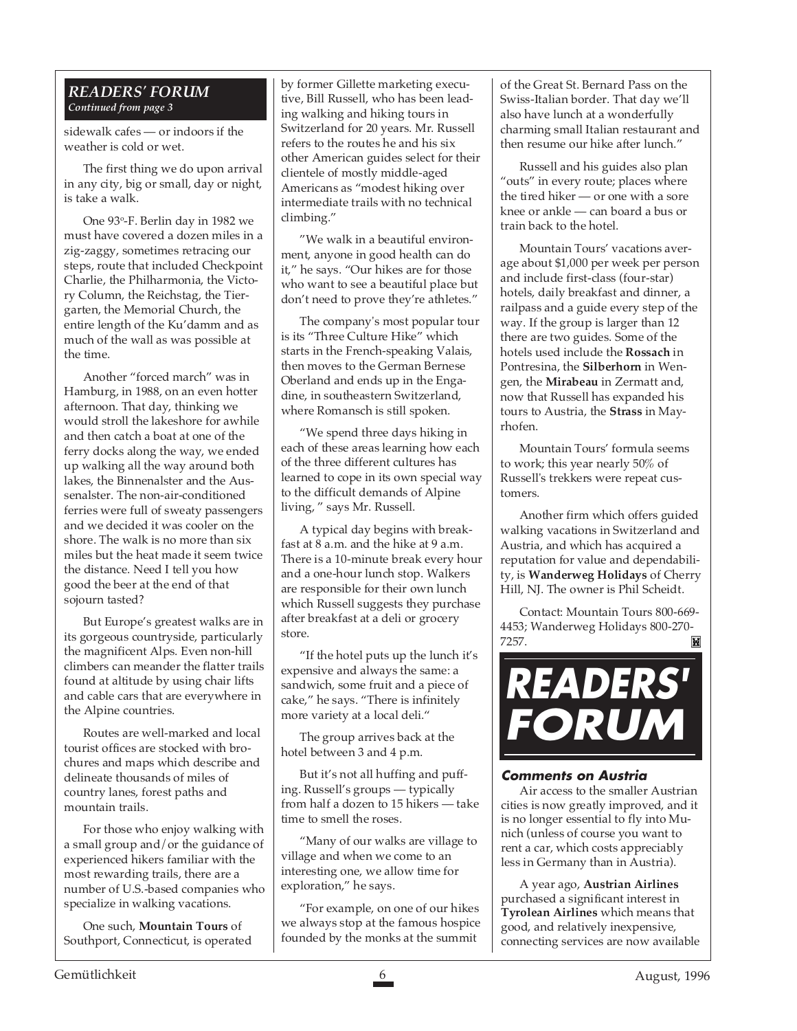## READERS' FORUM

*Continued from page 3*

sidewalk cafes — or indoors if the weather is cold or wet.

The first thing we do upon arrival in any city, big or small, day or night, is take a walk.

One 93°-F. Berlin day in 1982 we must have covered a dozen miles in a zig-zaggy, sometimes retracing our steps, route that included Checkpoint Charlie, the Philharmonia, the Victory Column, the Reichstag, the Tiergarten, the Memorial Church, the entire length of the Ku'damm and as much of the wall as was possible at the time.

Another "forced march" was in Hamburg, in 1988, on an even hotter afternoon. That day, thinking we would stroll the lakeshore for awhile and then catch a boat at one of the ferry docks along the way, we ended up walking all the way around both lakes, the Binnenalster and the Aussenalster. The non-air-conditioned ferries were full of sweaty passengers and we decided it was cooler on the shore. The walk is no more than six miles but the heat made it seem twice the distance. Need I tell you how good the beer at the end of that sojourn tasted?

But Europe's greatest walks are in its gorgeous countryside, particularly the magnificent Alps. Even non-hill climbers can meander the flatter trails found at altitude by using chair lifts and cable cars that are everywhere in the Alpine countries.

Routes are well-marked and local tourist offices are stocked with brochures and maps which describe and delineate thousands of miles of country lanes, forest paths and mountain trails.

For those who enjoy walking with a small group and/or the guidance of experienced hikers familiar with the most rewarding trails, there are a number of U.S.-based companies who specialize in walking vacations.

One such, **Mountain Tours** of Southport, Connecticut, is operated by former Gillette marketing executive, Bill Russell, who has been leading walking and hiking tours in Switzerland for 20 years. Mr. Russell refers to the routes he and his six other American guides select for their clientele of mostly middle-aged Americans as "modest hiking over intermediate trails with no technical climbing."

"We walk in a beautiful environment, anyone in good health can do it," he says. "Our hikes are for those who want to see a beautiful place but don't need to prove they're athletes."

The company's most popular tour is its "Three Culture Hike" which starts in the French-speaking Valais, then moves to the German Bernese Oberland and ends up in the Engadine, in southeastern Switzerland, where Romansch is still spoken.

"We spend three days hiking in each of these areas learning how each of the three different cultures has learned to cope in its own special way to the difficult demands of Alpine living, " says Mr. Russell.

A typical day begins with breakfast at 8 a.m. and the hike at 9 a.m. There is a 10-minute break every hour and a one-hour lunch stop. Walkers are responsible for their own lunch which Russell suggests they purchase after breakfast at a deli or grocery store.

"If the hotel puts up the lunch it's expensive and always the same: a sandwich, some fruit and a piece of cake," he says. "There is infinitely more variety at a local deli."

The group arrives back at the hotel between 3 and 4 p.m.

But it's not all huffing and puffing. Russell's groups — typically from half a dozen to 15 hikers — take time to smell the roses.

"Many of our walks are village to village and when we come to an interesting one, we allow time for exploration," he says.

"For example, on one of our hikes we always stop at the famous hospice founded by the monks at the summit of the Great St. Bernard Pass on the Swiss-Italian border. That day we'll also have lunch at a wonderfully charming small Italian restaurant and then resume our hike after lunch."

Russell and his guides also plan "outs" in every route; places where the tired hiker — or one with a sore knee or ankle — can board a bus or train back to the hotel.

Mountain Tours' vacations average about $1,000 per week per person and include first-class (four-star) hotels, daily breakfast and dinner, a railpass and a guide every step of the way. If the group is larger than 12 there are two guides. Some of the hotels used include the **Rossach** in Pontresina, the **Silberhorn** in Wengen, the **Mirabeau** in Zermatt and, now that Russell has expanded his tours to Austria, the **Strass** in Mayrhofen.

Mountain Tours' formula seems to work; this year nearly 50% of Russell's trekkers were repeat customers.

Another firm which offers guided walking vacations in Switzerland and Austria, and which has acquired a reputation for value and dependability, is **Wanderweg Holidays** of Cherry Hill, NJ. The owner is Phil Scheidt.

Contact: Mountain Tours 800-669-4453; Wanderweg Holidays 800-270-7257.

# READERS' FORUM

### Comments on Austria

Air access to the smaller Austrian cities is now greatly improved, and it is no longer essential to fly into Munich (unless of course you want to rent a car, which costs appreciably less in Germany than in Austria).

A year ago, **Austrian Airlines** purchased a significant interest in **Tyrolean Airlines** which means that good, and relatively inexpensive, connecting services are now available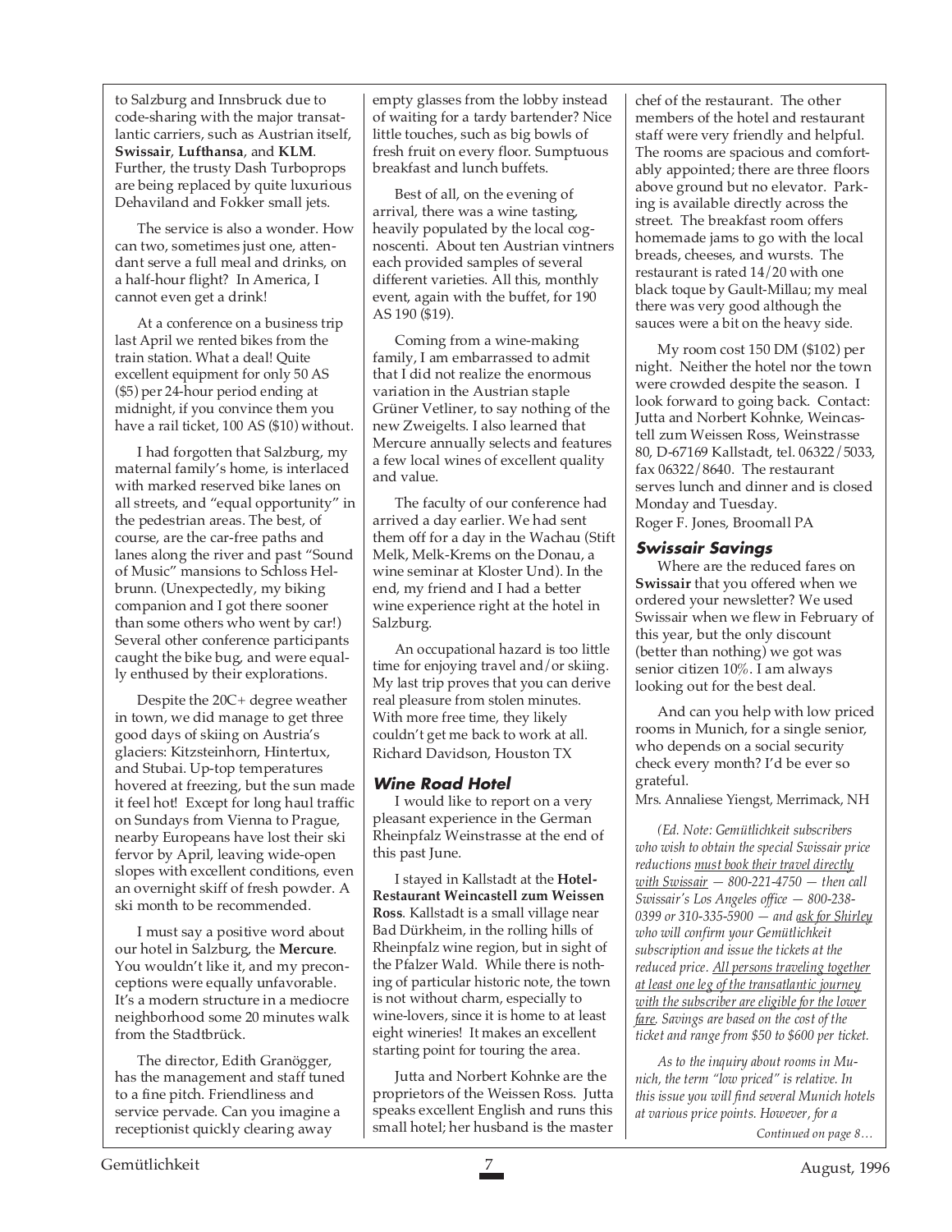to Salzburg and Innsbruck due to code-sharing with the major transatlantic carriers, such as Austrian itself, **Swissair**, **Lufthansa**, and **KLM**. Further, the trusty Dash Turboprops are being replaced by quite luxurious Dehaviland and Fokker small jets.

The service is also a wonder. How can two, sometimes just one, attendant serve a full meal and drinks, on a half-hour flight? In America, I cannot even get a drink!

At a conference on a business trip last April we rented bikes from the train station. What a deal! Quite excellent equipment for only 50 AS ($5) per 24-hour period ending at midnight, if you convince them you have a rail ticket, 100 AS ($10) without.

I had forgotten that Salzburg, my maternal family's home, is interlaced with marked reserved bike lanes on all streets, and "equal opportunity" in the pedestrian areas. The best, of course, are the car-free paths and lanes along the river and past "Sound of Music" mansions to Schloss Helbrunn. (Unexpectedly, my biking companion and I got there sooner than some others who went by car!) Several other conference participants caught the bike bug, and were equally enthused by their explorations.

Despite the 20C+ degree weather in town, we did manage to get three good days of skiing on Austria's glaciers: Kitzsteinhorn, Hintertux, and Stubai. Up-top temperatures hovered at freezing, but the sun made it feel hot! Except for long haul traffic on Sundays from Vienna to Prague, nearby Europeans have lost their ski fervor by April, leaving wide-open slopes with excellent conditions, even an overnight skiff of fresh powder. A ski month to be recommended.

I must say a positive word about our hotel in Salzburg, the **Mercure**. You wouldn't like it, and my preconceptions were equally unfavorable. It's a modern structure in a mediocre neighborhood some 20 minutes walk from the Stadtbrück.

The director, Edith Granögger, has the management and staff tuned to a fine pitch. Friendliness and service pervade. Can you imagine a receptionist quickly clearing away empty glasses from the lobby instead of waiting for a tardy bartender? Nice little touches, such as big bowls of fresh fruit on every floor. Sumptuous breakfast and lunch buffets.

Best of all, on the evening of arrival, there was a wine tasting, heavily populated by the local cognoscenti. About ten Austrian vintners each provided samples of several different varieties. All this, monthly event, again with the buffet, for 190 AS 190 ($19).

Coming from a wine-making family, I am embarrassed to admit that I did not realize the enormous variation in the Austrian staple Grüner Vetliner, to say nothing of the new Zweigelts. I also learned that Mercure annually selects and features a few local wines of excellent quality and value.

The faculty of our conference had arrived a day earlier. We had sent them off for a day in the Wachau (Stift Melk, Melk-Krems on the Donau, a wine seminar at Kloster Und). In the end, my friend and I had a better wine experience right at the hotel in Salzburg.

An occupational hazard is too little time for enjoying travel and/or skiing. My last trip proves that you can derive real pleasure from stolen minutes. With more free time, they likely couldn't get me back to work at all.
Richard Davidson, Houston TX

### *Wine Road Hotel*

I would like to report on a very pleasant experience in the German Rheinpfalz Weinstrasse at the end of this past June.

I stayed in Kallstadt at the **Hotel-Restaurant Weincastell zum Weissen Ross**. Kallstadt is a small village near Bad Dürkheim, in the rolling hills of Rheinpfalz wine region, but in sight of the Pfalzer Wald. While there is nothing of particular historic note, the town is not without charm, especially to wine-lovers, since it is home to at least eight wineries! It makes an excellent starting point for touring the area.

Jutta and Norbert Kohnke are the proprietors of the Weissen Ross. Jutta speaks excellent English and runs this small hotel; her husband is the master chef of the restaurant. The other members of the hotel and restaurant staff were very friendly and helpful. The rooms are spacious and comfortably appointed; there are three floors above ground but no elevator. Parking is available directly across the street. The breakfast room offers homemade jams to go with the local breads, cheeses, and wursts. The restaurant is rated 14/20 with one black toque by Gault-Millau; my meal there was very good although the sauces were a bit on the heavy side.

My room cost 150 DM ($102) per night. Neither the hotel nor the town were crowded despite the season. I look forward to going back. Contact: Jutta and Norbert Kohnke, Weincastell zum Weissen Ross, Weinstrasse 80, D-67169 Kallstadt, tel. 06322/5033, fax 06322/8640. The restaurant serves lunch and dinner and is closed Monday and Tuesday.
Roger F. Jones, Broomall PA

### *Swissair Savings*

Where are the reduced fares on **Swissair** that you offered when we ordered your newsletter? We used Swissair when we flew in February of this year, but the only discount (better than nothing) we got was senior citizen 10%. I am always looking out for the best deal.

And can you help with low priced rooms in Munich, for a single senior, who depends on a social security check every month? I'd be ever so grateful.
Mrs. Annaliese Yiengst, Merrimack, NH

*(Ed. Note: Gemütlichkeit subscribers who wish to obtain the special Swissair price reductions <u>must book their travel directly with Swissair</u> — 800-221-4750 — then call Swissair's Los Angeles office — 800-238-0399 or 310-335-5900 — and <u>ask for Shirley</u> who will confirm your Gemütlichkeit subscription and issue the tickets at the reduced price. <u>All persons traveling together at least one leg of the transatlantic journey with the subscriber are eligible for the lower fare</u>. Savings are based on the cost of the ticket and range from $50 to $600 per ticket.*

*As to the inquiry about rooms in Munich, the term "low priced" is relative. In this issue you will find several Munich hotels at various price points. However, for a*

*Continued on page 8…*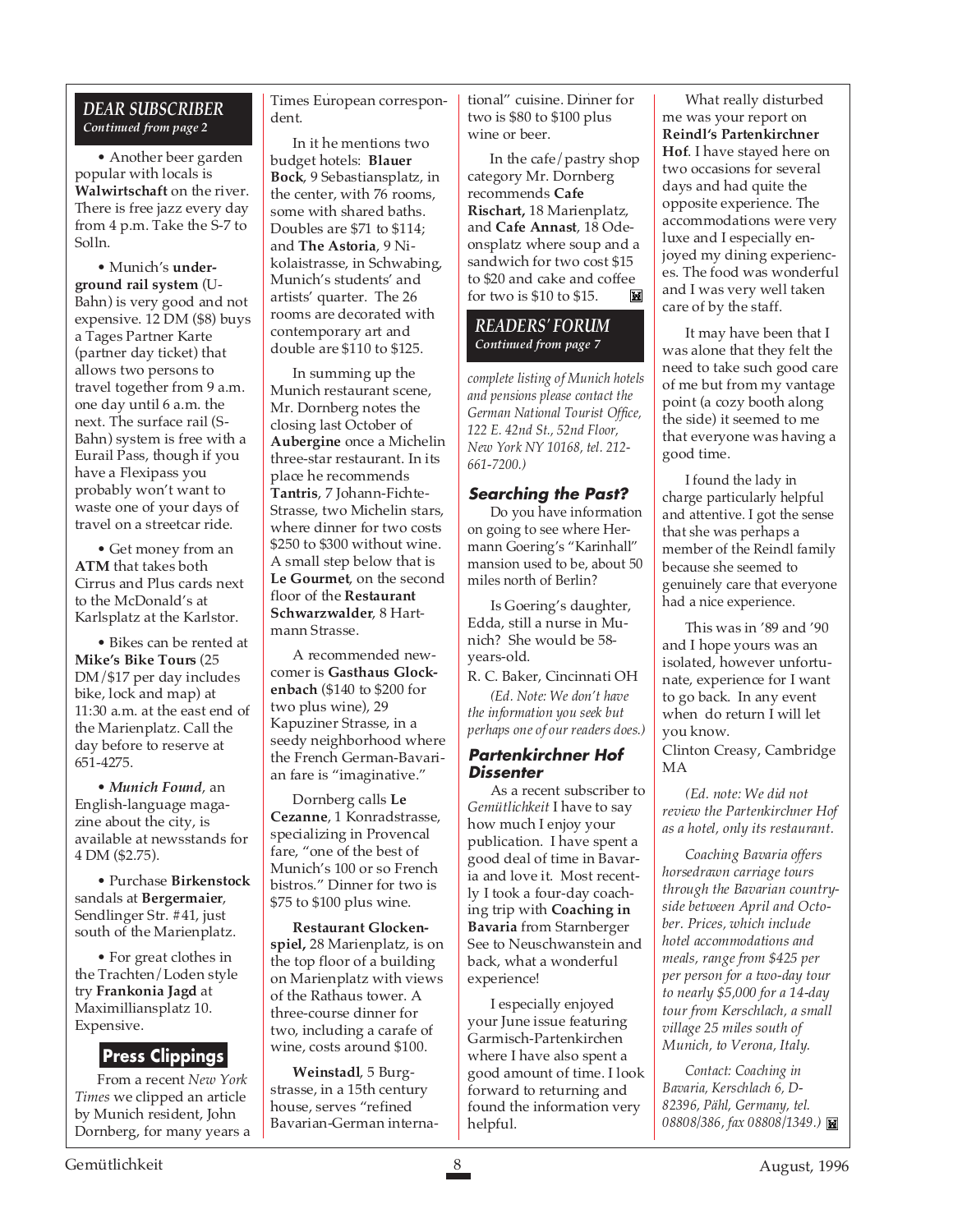## DEAR SUBSCRIBER

*Continued from page 2*

• Another beer garden popular with locals is **Walwirtschaft** on the river. There is free jazz every day from 4 p.m. Take the S-7 to Solln.

• Munich's **underground rail system** (U-Bahn) is very good and not expensive. 12 DM ($8) buys a Tages Partner Karte (partner day ticket) that allows two persons to travel together from 9 a.m. one day until 6 a.m. the next. The surface rail (S-Bahn) system is free with a Eurail Pass, though if you have a Flexipass you probably won't want to waste one of your days of travel on a streetcar ride.

• Get money from an **ATM** that takes both Cirrus and Plus cards next to the McDonald's at Karlsplatz at the Karlstor.

• Bikes can be rented at **Mike's Bike Tours** (25 DM/$17 per day includes bike, lock and map) at 11:30 a.m. at the east end of the Marienplatz. Call the day before to reserve at 651-4275.

• ***Munich Found***, an English-language magazine about the city, is available at newsstands for 4 DM ($2.75).

• Purchase **Birkenstock** sandals at **Bergermaier**, Sendlinger Str. #41, just south of the Marienplatz.

• For great clothes in the Trachten/Loden style try **Frankonia Jagd** at Maximilliansplatz 10. Expensive.

### Press Clippings

From a recent *New York Times* we clipped an article by Munich resident, John Dornberg, for many years a Times European correspondent.

In it he mentions two budget hotels: **Blauer Bock**, 9 Sebastiansplatz, in the center, with 76 rooms, some with shared baths. Doubles are $71 to $114; and **The Astoria**, 9 Nikolaistrasse, in Schwabing, Munich's students' and artists' quarter. The 26 rooms are decorated with contemporary art and double are $110 to $125.

In summing up the Munich restaurant scene, Mr. Dornberg notes the closing last October of **Aubergine** once a Michelin three-star restaurant. In its place he recommends **Tantris**, 7 Johann-Fichte-Strasse, two Michelin stars, where dinner for two costs $250 to $300 without wine. A small step below that is **Le Gourmet**, on the second floor of the **Restaurant Schwarzwalder**, 8 Hartmann Strasse.

A recommended newcomer is **Gasthaus Glockenbach** ($140 to $200 for two plus wine), 29 Kapuziner Strasse, in a seedy neighborhood where the French German-Bavarian fare is "imaginative."

Dornberg calls **Le Cezanne**, 1 Konradstrasse, specializing in Provencal fare, "one of the best of Munich's 100 or so French bistros." Dinner for two is $75 to $100 plus wine.

**Restaurant Glockenspiel,** 28 Marienplatz, is on the top floor of a building on Marienplatz with views of the Rathaus tower. A three-course dinner for two, including a carafe of wine, costs around $100.

**Weinstadl**, 5 Burgstrasse, in a 15th century house, serves "refined Bavarian-German international" cuisine. Dinner for two is $80 to $100 plus wine or beer.

In the cafe/pastry shop category Mr. Dornberg recommends **Cafe Rischart,** 18 Marienplatz, and **Cafe Annast**, 18 Odeonsplatz where soup and a sandwich for two cost $15 to $20 and cake and coffee for two is $10 to $15.

## READERS' FORUM

*Continued from page 7*

*complete listing of Munich hotels and pensions please contact the German National Tourist Office, 122 E. 42nd St., 52nd Floor, New York NY 10168, tel. 212-661-7200.)*

### Searching the Past?

Do you have information on going to see where Hermann Goering's "Karinhall" mansion used to be, about 50 miles north of Berlin?

Is Goering's daughter, Edda, still a nurse in Munich? She would be 58-years-old.

R. C. Baker, Cincinnati OH

*(Ed. Note: We don't have the information you seek but perhaps one of our readers does.)*

### Partenkirchner Hof Dissenter

As a recent subscriber to *Gemütlichkeit* I have to say how much I enjoy your publication. I have spent a good deal of time in Bavaria and love it. Most recently I took a four-day coaching trip with **Coaching in Bavaria** from Starnberger See to Neuschwanstein and back, what a wonderful experience!

I especially enjoyed your June issue featuring Garmisch-Partenkirchen where I have also spent a good amount of time. I look forward to returning and found the information very helpful.

What really disturbed me was your report on **Reindl's Partenkirchner Hof**. I have stayed here on two occasions for several days and had quite the opposite experience. The accommodations were very luxe and I especially enjoyed my dining experiences. The food was wonderful and I was very well taken care of by the staff.

It may have been that I was alone that they felt the need to take such good care of me but from my vantage point (a cozy booth along the side) it seemed to me that everyone was having a good time.

I found the lady in charge particularly helpful and attentive. I got the sense that she was perhaps a member of the Reindl family because she seemed to genuinely care that everyone had a nice experience.

This was in '89 and '90 and I hope yours was an isolated, however unfortunate, experience for I want to go back. In any event when do return I will let you know.

Clinton Creasy, Cambridge MA

*(Ed. note: We did not review the Partenkirchner Hof as a hotel, only its restaurant.*

*Coaching Bavaria offers horsedrawn carriage tours through the Bavarian countryside between April and October. Prices, which include hotel accommodations and meals, range from $425 per per person for a two-day tour to nearly $5,000 for a 14-day tour from Kerschlach, a small village 25 miles south of Munich, to Verona, Italy.*

*Contact: Coaching in Bavaria, Kerschlach 6, D-82396, Pähl, Germany, tel. 08808/386, fax 08808/1349.)*